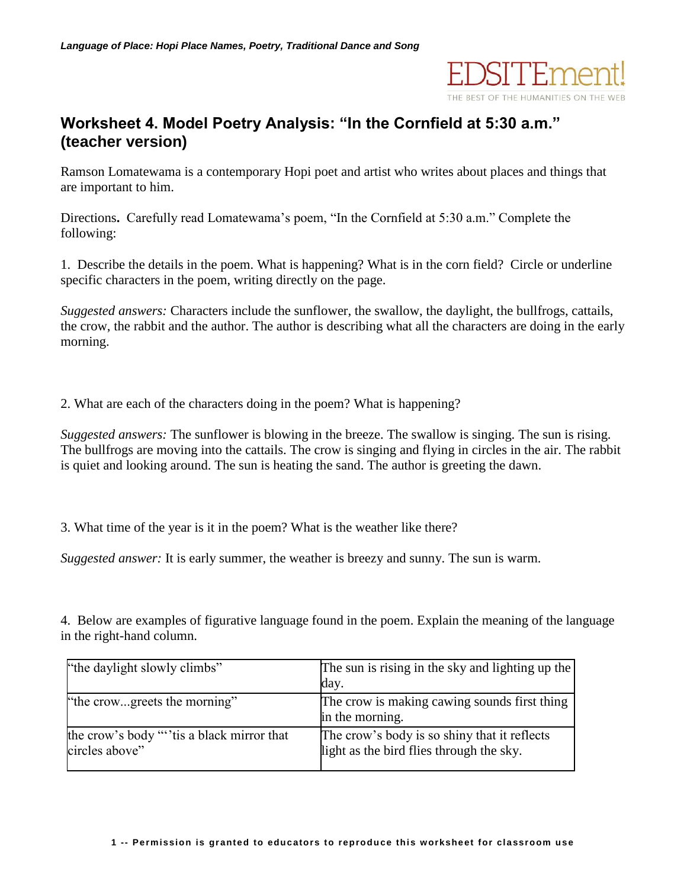# Worksheet 4. Model Poetry Analysis: "In the Cornfield at 5:30 a.m." (teacher version)

Ramson Lomatewama is a contemporary Hopi poet and artist who writes about places and things that are important to him.

Directions**.** Carefully read Lomatewama's poem, "In the Cornfield at 5:30 a.m." Complete the following:

1. Describe the details in the poem. What is happening? What is in the corn field? Circle or underline specific characters in the poem, writing directly on the page.

*Suggested answers:* Characters include the sunflower, the swallow, the daylight, the bullfrogs, cattails, the crow, the rabbit and the author. The author is describing what all the characters are doing in the early morning.

2. What are each of the characters doing in the poem? What is happening?

*Suggested answers:* The sunflower is blowing in the breeze. The swallow is singing. The sun is rising. The bullfrogs are moving into the cattails. The crow is singing and flying in circles in the air. The rabbit is quiet and looking around. The sun is heating the sand. The author is greeting the dawn.

3. What time of the year is it in the poem? What is the weather like there?

*Suggested answer:* It is early summer, the weather is breezy and sunny. The sun is warm.

4. Below are examples of figurative language found in the poem. Explain the meaning of the language in the right-hand column.

| | |
|---|---|
| "the daylight slowly climbs" | The sun is rising in the sky and lighting up the day. |
| "the crow...greets the morning" | The crow is making cawing sounds first thing in the morning. |
| the crow's body "'tis a black mirror that circles above" | The crow's body is so shiny that it reflects light as the bird flies through the sky. |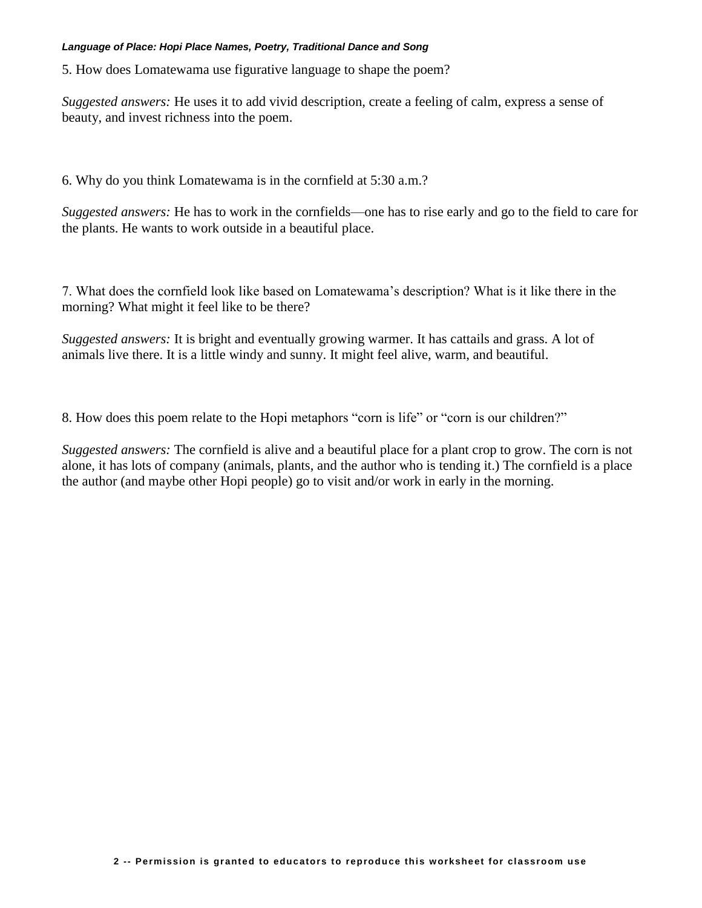5. How does Lomatewama use figurative language to shape the poem?

*Suggested answers:* He uses it to add vivid description, create a feeling of calm, express a sense of beauty, and invest richness into the poem.

6. Why do you think Lomatewama is in the cornfield at 5:30 a.m.?

*Suggested answers:* He has to work in the cornfields—one has to rise early and go to the field to care for the plants. He wants to work outside in a beautiful place.

7. What does the cornfield look like based on Lomatewama's description? What is it like there in the morning? What might it feel like to be there?

*Suggested answers:* It is bright and eventually growing warmer. It has cattails and grass. A lot of animals live there. It is a little windy and sunny. It might feel alive, warm, and beautiful.

8. How does this poem relate to the Hopi metaphors "corn is life" or "corn is our children?"

*Suggested answers:* The cornfield is alive and a beautiful place for a plant crop to grow. The corn is not alone, it has lots of company (animals, plants, and the author who is tending it.) The cornfield is a place the author (and maybe other Hopi people) go to visit and/or work in early in the morning.